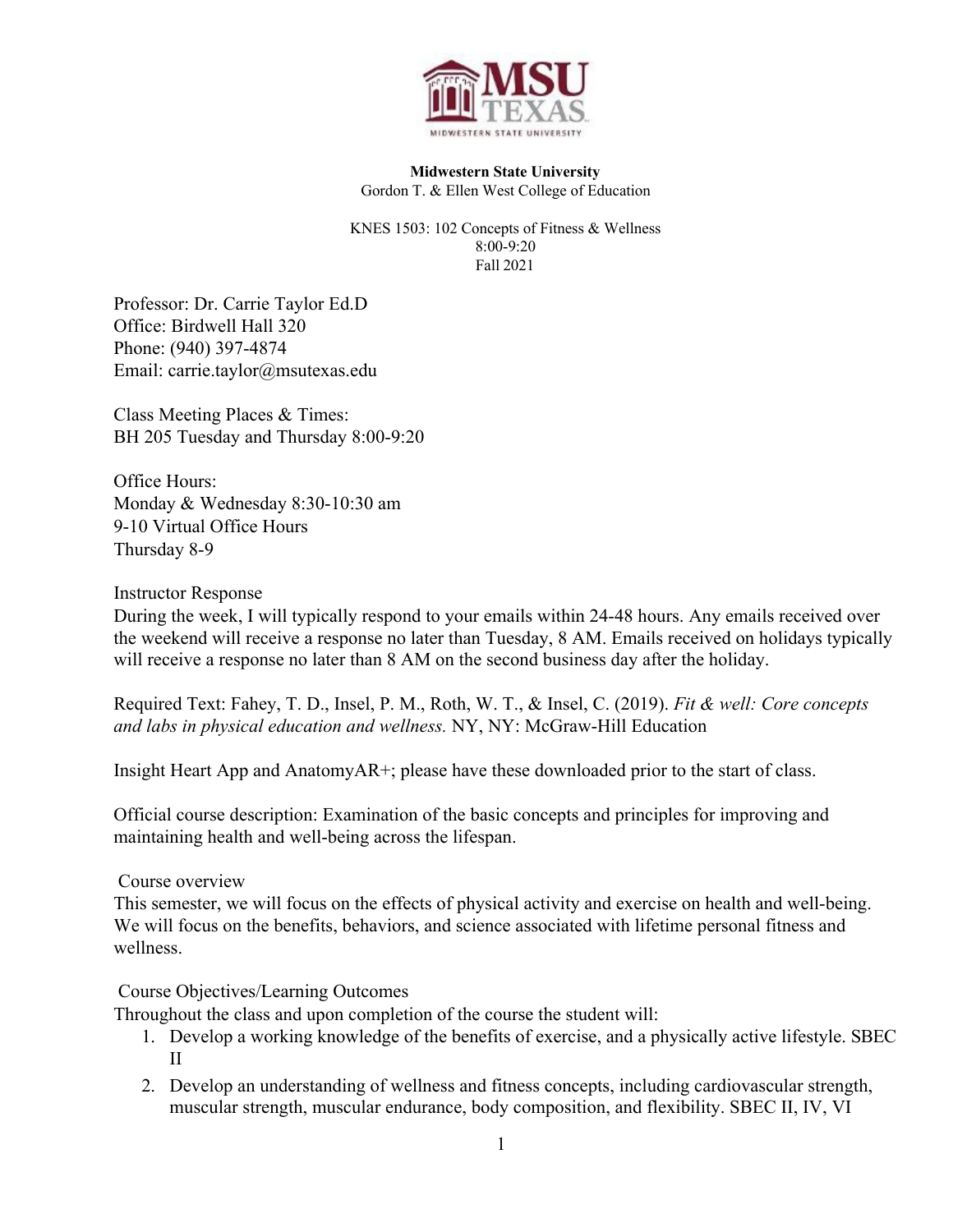**Midwestern State University**
Gordon T. & Ellen West College of Education

KNES 1503: 102 Concepts of Fitness & Wellness
8:00-9:20
Fall 2021

Professor: Dr. Carrie Taylor Ed.D
Office: Birdwell Hall 320
Phone: (940) 397-4874
Email: carrie.taylor@msutexas.edu

Class Meeting Places & Times:
BH 205 Tuesday and Thursday 8:00-9:20

Office Hours:
Monday & Wednesday 8:30-10:30 am
9-10 Virtual Office Hours
Thursday 8-9

Instructor Response
During the week, I will typically respond to your emails within 24-48 hours. Any emails received over the weekend will receive a response no later than Tuesday, 8 AM. Emails received on holidays typically will receive a response no later than 8 AM on the second business day after the holiday.

Required Text: Fahey, T. D., Insel, P. M., Roth, W. T., & Insel, C. (2019). *Fit & well: Core concepts and labs in physical education and wellness.* NY, NY: McGraw-Hill Education

Insight Heart App and AnatomyAR+; please have these downloaded prior to the start of class.

Official course description: Examination of the basic concepts and principles for improving and maintaining health and well-being across the lifespan.

Course overview
This semester, we will focus on the effects of physical activity and exercise on health and well-being. We will focus on the benefits, behaviors, and science associated with lifetime personal fitness and wellness.

Course Objectives/Learning Outcomes
Throughout the class and upon completion of the course the student will:

1. Develop a working knowledge of the benefits of exercise, and a physically active lifestyle. SBEC II
2. Develop an understanding of wellness and fitness concepts, including cardiovascular strength, muscular strength, muscular endurance, body composition, and flexibility. SBEC II, IV, VI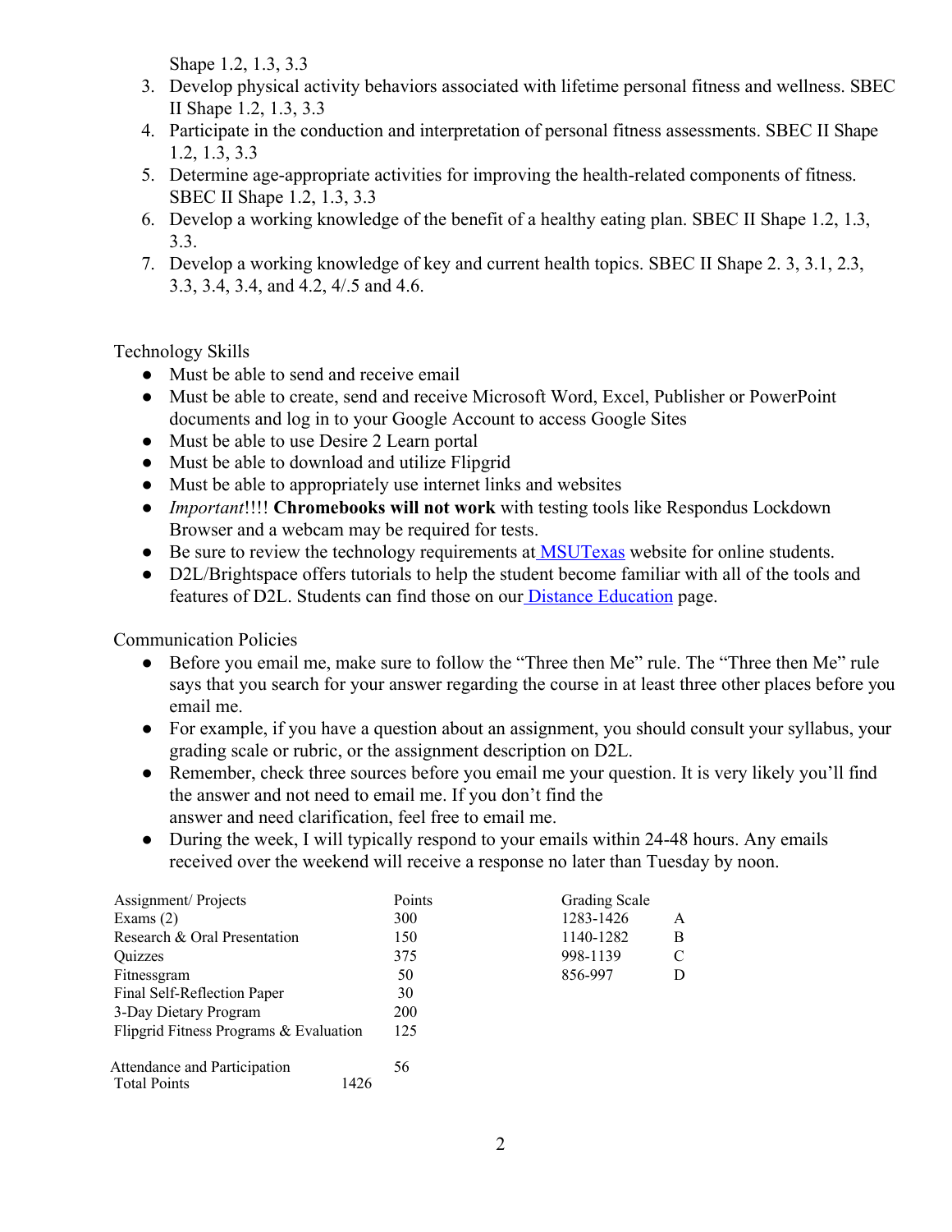Shape 1.2, 1.3, 3.3

3. Develop physical activity behaviors associated with lifetime personal fitness and wellness. SBEC II Shape 1.2, 1.3, 3.3
4. Participate in the conduction and interpretation of personal fitness assessments. SBEC II Shape 1.2, 1.3, 3.3
5. Determine age-appropriate activities for improving the health-related components of fitness. SBEC II Shape 1.2, 1.3, 3.3
6. Develop a working knowledge of the benefit of a healthy eating plan. SBEC II Shape 1.2, 1.3, 3.3.
7. Develop a working knowledge of key and current health topics. SBEC II Shape 2. 3, 3.1, 2.3, 3.3, 3.4, 3.4, and 4.2, 4/.5 and 4.6.

Technology Skills

- Must be able to send and receive email
- Must be able to create, send and receive Microsoft Word, Excel, Publisher or PowerPoint documents and log in to your Google Account to access Google Sites
- Must be able to use Desire 2 Learn portal
- Must be able to download and utilize Flipgrid
- Must be able to appropriately use internet links and websites
- *Important*!!!! **Chromebooks will not work** with testing tools like Respondus Lockdown Browser and a webcam may be required for tests.
- Be sure to review the technology requirements at MSUTexas website for online students.
- D2L/Brightspace offers tutorials to help the student become familiar with all of the tools and features of D2L. Students can find those on our Distance Education page.

Communication Policies

- Before you email me, make sure to follow the "Three then Me" rule. The "Three then Me" rule says that you search for your answer regarding the course in at least three other places before you email me.
- For example, if you have a question about an assignment, you should consult your syllabus, your grading scale or rubric, or the assignment description on D2L.
- Remember, check three sources before you email me your question. It is very likely you'll find the answer and not need to email me. If you don't find the answer and need clarification, feel free to email me.
- During the week, I will typically respond to your emails within 24-48 hours. Any emails received over the weekend will receive a response no later than Tuesday by noon.

| Assignment/ Projects | Points |
|---|---|
| Exams (2) | 300 |
| Research & Oral Presentation | 150 |
| Quizzes | 375 |
| Fitnessgram | 50 |
| Final Self-Reflection Paper | 30 |
| 3-Day Dietary Program | 200 |
| Flipgrid Fitness Programs & Evaluation | 125 |
| Attendance and Participation | 56 |
| Total Points | 1426 |

| Grading Scale | |
|---|---|
| 1283-1426 | A |
| 1140-1282 | B |
| 998-1139 | C |
| 856-997 | D |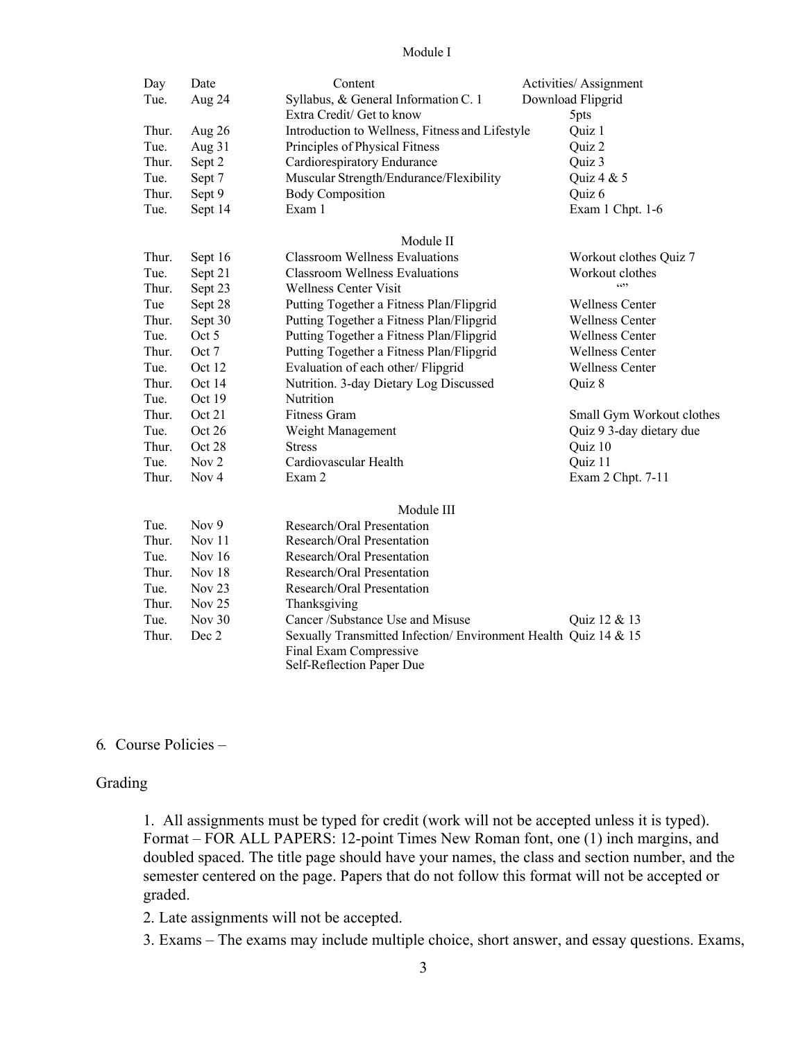Module I

| Day | Date | Content | Activities/ Assignment |
| --- | --- | --- | --- |
| Tue. | Aug 24 | Syllabus, & General Information C. 1 | Download Flipgrid |
| | | Extra Credit/ Get to know | 5pts |
| Thur. | Aug 26 | Introduction to Wellness, Fitness and Lifestyle | Quiz 1 |
| Tue. | Aug 31 | Principles of Physical Fitness | Quiz 2 |
| Thur. | Sept 2 | Cardiorespiratory Endurance | Quiz 3 |
| Tue. | Sept 7 | Muscular Strength/Endurance/Flexibility | Quiz 4 & 5 |
| Thur. | Sept 9 | Body Composition | Quiz 6 |
| Tue. | Sept 14 | Exam 1 | Exam 1 Chpt. 1-6 |
| | | **Module II** | |
| Thur. | Sept 16 | Classroom Wellness Evaluations | Workout clothes Quiz 7 |
| Tue. | Sept 21 | Classroom Wellness Evaluations | Workout clothes |
| Thur. | Sept 23 | Wellness Center Visit | "" |
| Tue | Sept 28 | Putting Together a Fitness Plan/Flipgrid | Wellness Center |
| Thur. | Sept 30 | Putting Together a Fitness Plan/Flipgrid | Wellness Center |
| Tue. | Oct 5 | Putting Together a Fitness Plan/Flipgrid | Wellness Center |
| Thur. | Oct 7 | Putting Together a Fitness Plan/Flipgrid | Wellness Center |
| Tue. | Oct 12 | Evaluation of each other/ Flipgrid | Wellness Center |
| Thur. | Oct 14 | Nutrition. 3-day Dietary Log Discussed | Quiz 8 |
| Tue. | Oct 19 | Nutrition | |
| Thur. | Oct 21 | Fitness Gram | Small Gym Workout clothes |
| Tue. | Oct 26 | Weight Management | Quiz 9 3-day dietary due |
| Thur. | Oct 28 | Stress | Quiz 10 |
| Tue. | Nov 2 | Cardiovascular Health | Quiz 11 |
| Thur. | Nov 4 | Exam 2 | Exam 2 Chpt. 7-11 |
| | | **Module III** | |
| Tue. | Nov 9 | Research/Oral Presentation | |
| Thur. | Nov 11 | Research/Oral Presentation | |
| Tue. | Nov 16 | Research/Oral Presentation | |
| Thur. | Nov 18 | Research/Oral Presentation | |
| Tue. | Nov 23 | Research/Oral Presentation | |
| Thur. | Nov 25 | Thanksgiving | |
| Tue. | Nov 30 | Cancer /Substance Use and Misuse | Quiz 12 & 13 |
| Thur. | Dec 2 | Sexually Transmitted Infection/ Environment Health | Quiz 14 & 15 |
| | | Final Exam Compressive | |
| | | Self-Reflection Paper Due | |

6. Course Policies –

## Grading

1. All assignments must be typed for credit (work will not be accepted unless it is typed). Format – FOR ALL PAPERS: 12-point Times New Roman font, one (1) inch margins, and doubled spaced. The title page should have your names, the class and section number, and the semester centered on the page. Papers that do not follow this format will not be accepted or graded.

2. Late assignments will not be accepted.

3. Exams – The exams may include multiple choice, short answer, and essay questions. Exams,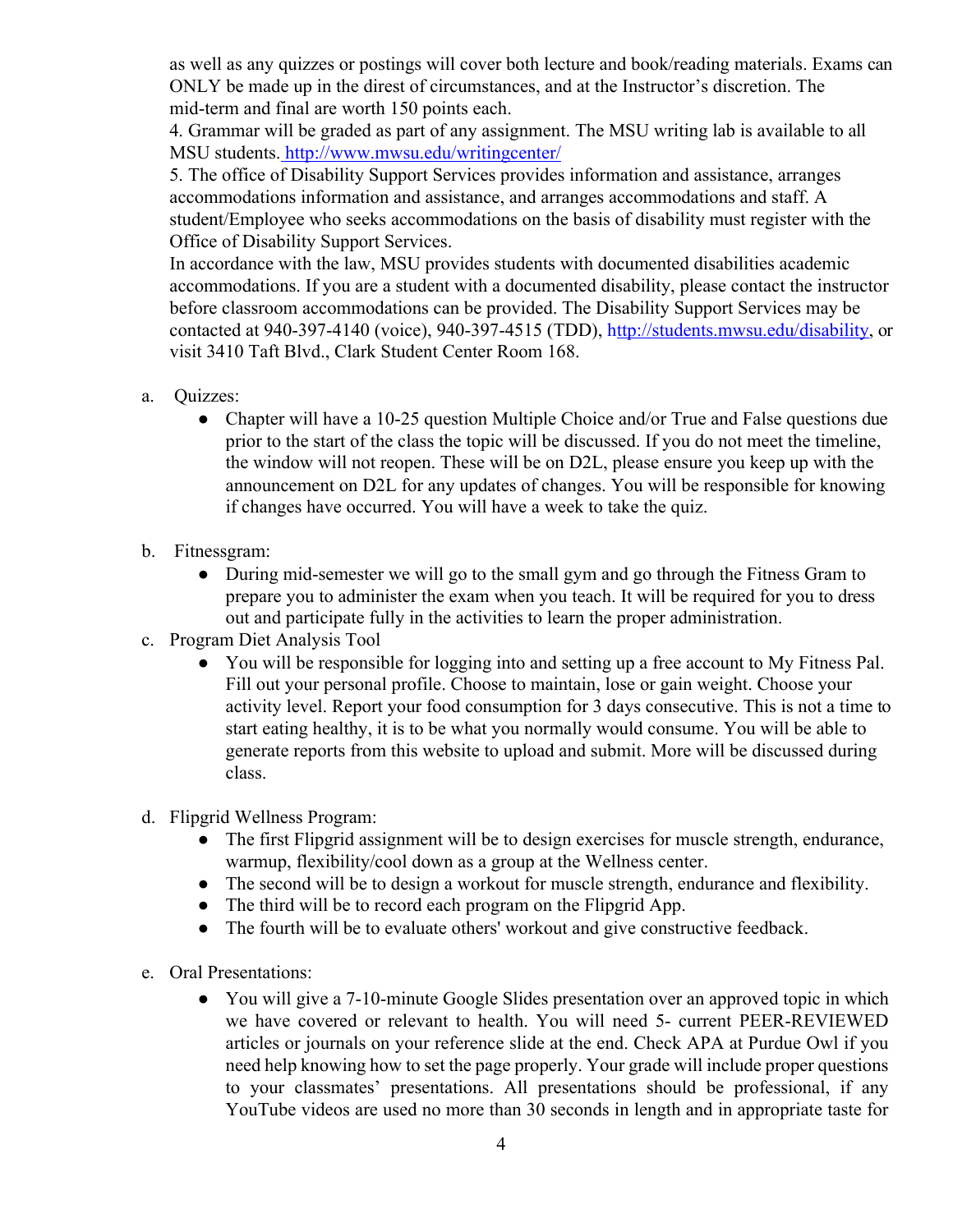as well as any quizzes or postings will cover both lecture and book/reading materials. Exams can ONLY be made up in the direst of circumstances, and at the Instructor's discretion. The mid-term and final are worth 150 points each.

4. Grammar will be graded as part of any assignment. The MSU writing lab is available to all MSU students. http://www.mwsu.edu/writingcenter/

5. The office of Disability Support Services provides information and assistance, arranges accommodations information and assistance, and arranges accommodations and staff. A student/Employee who seeks accommodations on the basis of disability must register with the Office of Disability Support Services.

In accordance with the law, MSU provides students with documented disabilities academic accommodations. If you are a student with a documented disability, please contact the instructor before classroom accommodations can be provided. The Disability Support Services may be contacted at 940-397-4140 (voice), 940-397-4515 (TDD), http://students.mwsu.edu/disability, or visit 3410 Taft Blvd., Clark Student Center Room 168.

a. Quizzes:
   - Chapter will have a 10-25 question Multiple Choice and/or True and False questions due prior to the start of the class the topic will be discussed. If you do not meet the timeline, the window will not reopen. These will be on D2L, please ensure you keep up with the announcement on D2L for any updates of changes. You will be responsible for knowing if changes have occurred. You will have a week to take the quiz.

b. Fitnessgram:
   - During mid-semester we will go to the small gym and go through the Fitness Gram to prepare you to administer the exam when you teach. It will be required for you to dress out and participate fully in the activities to learn the proper administration.

c. Program Diet Analysis Tool
   - You will be responsible for logging into and setting up a free account to My Fitness Pal. Fill out your personal profile. Choose to maintain, lose or gain weight. Choose your activity level. Report your food consumption for 3 days consecutive. This is not a time to start eating healthy, it is to be what you normally would consume. You will be able to generate reports from this website to upload and submit. More will be discussed during class.

d. Flipgrid Wellness Program:
   - The first Flipgrid assignment will be to design exercises for muscle strength, endurance, warmup, flexibility/cool down as a group at the Wellness center.
   - The second will be to design a workout for muscle strength, endurance and flexibility.
   - The third will be to record each program on the Flipgrid App.
   - The fourth will be to evaluate others' workout and give constructive feedback.

e. Oral Presentations:
   - You will give a 7-10-minute Google Slides presentation over an approved topic in which we have covered or relevant to health. You will need 5- current PEER-REVIEWED articles or journals on your reference slide at the end. Check APA at Purdue Owl if you need help knowing how to set the page properly. Your grade will include proper questions to your classmates' presentations. All presentations should be professional, if any YouTube videos are used no more than 30 seconds in length and in appropriate taste for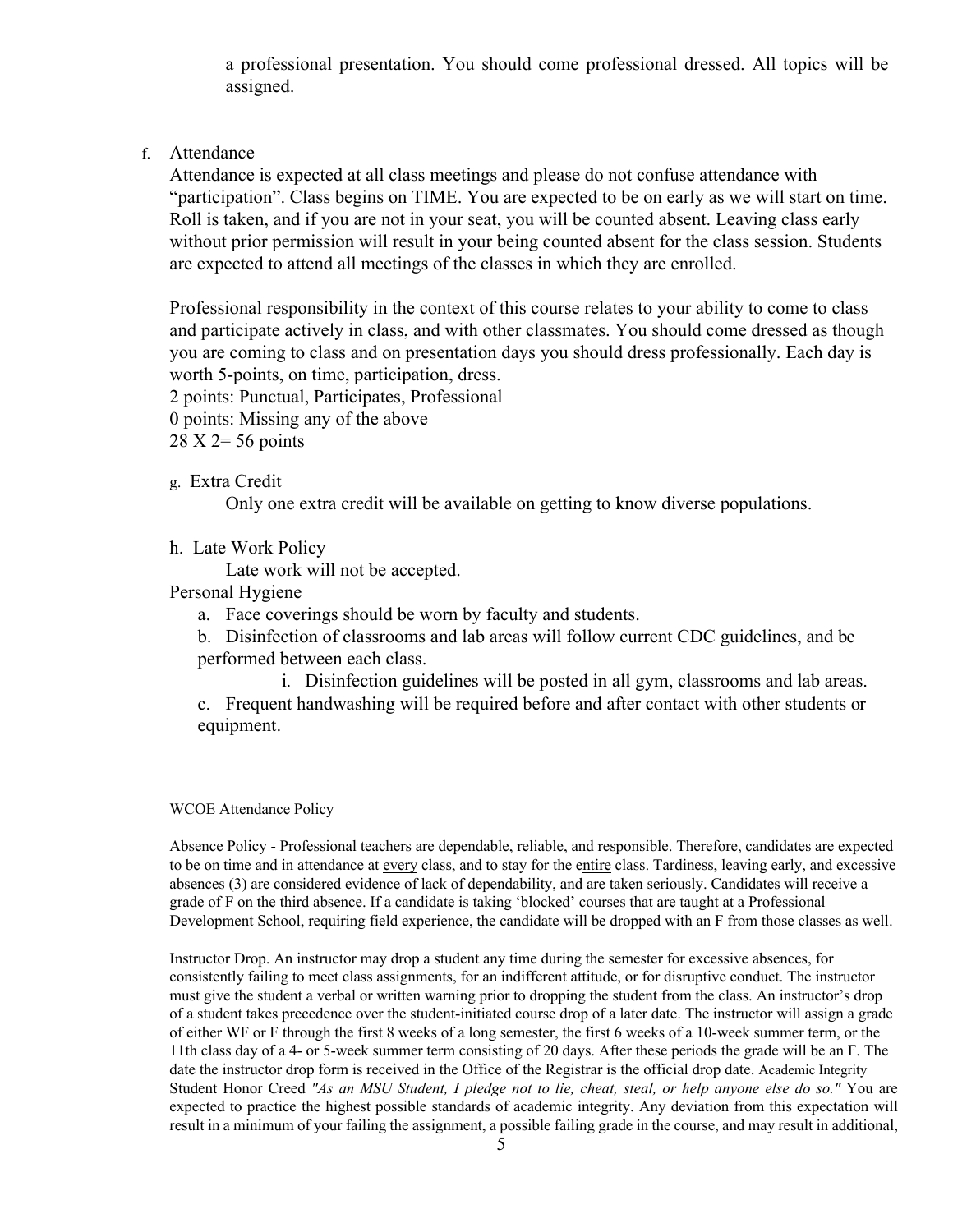a professional presentation. You should come professional dressed. All topics will be assigned.

f. Attendance

Attendance is expected at all class meetings and please do not confuse attendance with "participation". Class begins on TIME. You are expected to be on early as we will start on time. Roll is taken, and if you are not in your seat, you will be counted absent. Leaving class early without prior permission will result in your being counted absent for the class session. Students are expected to attend all meetings of the classes in which they are enrolled.

Professional responsibility in the context of this course relates to your ability to come to class and participate actively in class, and with other classmates. You should come dressed as though you are coming to class and on presentation days you should dress professionally. Each day is worth 5-points, on time, participation, dress.
2 points: Punctual, Participates, Professional
0 points: Missing any of the above
28 X 2= 56 points

g. Extra Credit

Only one extra credit will be available on getting to know diverse populations.

h. Late Work Policy

Late work will not be accepted.

Personal Hygiene

a. Face coverings should be worn by faculty and students.

b. Disinfection of classrooms and lab areas will follow current CDC guidelines, and be performed between each class.

i. Disinfection guidelines will be posted in all gym, classrooms and lab areas.

c. Frequent handwashing will be required before and after contact with other students or equipment.

WCOE Attendance Policy

Absence Policy - Professional teachers are dependable, reliable, and responsible. Therefore, candidates are expected to be on time and in attendance at every class, and to stay for the entire class. Tardiness, leaving early, and excessive absences (3) are considered evidence of lack of dependability, and are taken seriously. Candidates will receive a grade of F on the third absence. If a candidate is taking 'blocked' courses that are taught at a Professional Development School, requiring field experience, the candidate will be dropped with an F from those classes as well.

Instructor Drop. An instructor may drop a student any time during the semester for excessive absences, for consistently failing to meet class assignments, for an indifferent attitude, or for disruptive conduct. The instructor must give the student a verbal or written warning prior to dropping the student from the class. An instructor's drop of a student takes precedence over the student-initiated course drop of a later date. The instructor will assign a grade of either WF or F through the first 8 weeks of a long semester, the first 6 weeks of a 10-week summer term, or the 11th class day of a 4- or 5-week summer term consisting of 20 days. After these periods the grade will be an F. The date the instructor drop form is received in the Office of the Registrar is the official drop date. Academic Integrity Student Honor Creed *"As an MSU Student, I pledge not to lie, cheat, steal, or help anyone else do so."* You are expected to practice the highest possible standards of academic integrity. Any deviation from this expectation will result in a minimum of your failing the assignment, a possible failing grade in the course, and may result in additional,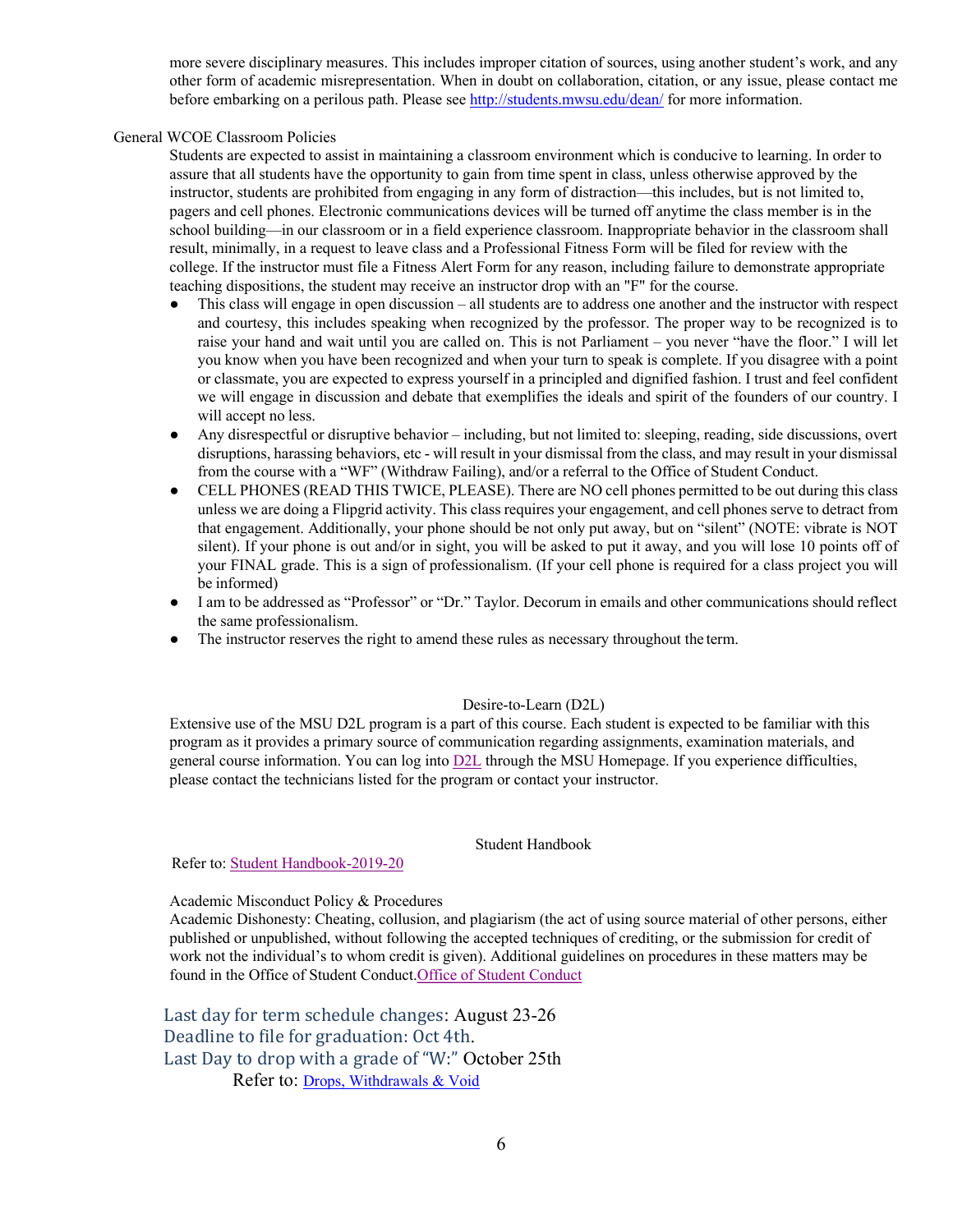more severe disciplinary measures. This includes improper citation of sources, using another student's work, and any other form of academic misrepresentation. When in doubt on collaboration, citation, or any issue, please contact me before embarking on a perilous path. Please see [http://students.mwsu.edu/dean/](http://students.mwsu.edu/dean/) for more information.

General WCOE Classroom Policies

Students are expected to assist in maintaining a classroom environment which is conducive to learning. In order to assure that all students have the opportunity to gain from time spent in class, unless otherwise approved by the instructor, students are prohibited from engaging in any form of distraction—this includes, but is not limited to, pagers and cell phones. Electronic communications devices will be turned off anytime the class member is in the school building—in our classroom or in a field experience classroom. Inappropriate behavior in the classroom shall result, minimally, in a request to leave class and a Professional Fitness Form will be filed for review with the college. If the instructor must file a Fitness Alert Form for any reason, including failure to demonstrate appropriate teaching dispositions, the student may receive an instructor drop with an "F" for the course.

- This class will engage in open discussion – all students are to address one another and the instructor with respect and courtesy, this includes speaking when recognized by the professor. The proper way to be recognized is to raise your hand and wait until you are called on. This is not Parliament – you never "have the floor." I will let you know when you have been recognized and when your turn to speak is complete. If you disagree with a point or classmate, you are expected to express yourself in a principled and dignified fashion. I trust and feel confident we will engage in discussion and debate that exemplifies the ideals and spirit of the founders of our country. I will accept no less.
- Any disrespectful or disruptive behavior – including, but not limited to: sleeping, reading, side discussions, overt disruptions, harassing behaviors, etc - will result in your dismissal from the class, and may result in your dismissal from the course with a "WF" (Withdraw Failing), and/or a referral to the Office of Student Conduct.
- CELL PHONES (READ THIS TWICE, PLEASE). There are NO cell phones permitted to be out during this class unless we are doing a Flipgrid activity. This class requires your engagement, and cell phones serve to detract from that engagement. Additionally, your phone should be not only put away, but on "silent" (NOTE: vibrate is NOT silent). If your phone is out and/or in sight, you will be asked to put it away, and you will lose 10 points off of your FINAL grade. This is a sign of professionalism. (If your cell phone is required for a class project you will be informed)
- I am to be addressed as "Professor" or "Dr." Taylor. Decorum in emails and other communications should reflect the same professionalism.
- The instructor reserves the right to amend these rules as necessary throughout the term.

Desire-to-Learn (D2L)

Extensive use of the MSU D2L program is a part of this course. Each student is expected to be familiar with this program as it provides a primary source of communication regarding assignments, examination materials, and general course information. You can log into D2L through the MSU Homepage. If you experience difficulties, please contact the technicians listed for the program or contact your instructor.

Student Handbook

Refer to: Student Handbook-2019-20

Academic Misconduct Policy & Procedures

Academic Dishonesty: Cheating, collusion, and plagiarism (the act of using source material of other persons, either published or unpublished, without following the accepted techniques of crediting, or the submission for credit of work not the individual's to whom credit is given). Additional guidelines on procedures in these matters may be found in the Office of Student Conduct. Office of Student Conduct

Last day for term schedule changes: August 23-26
Deadline to file for graduation: Oct 4th.
Last Day to drop with a grade of "W:" October 25th
Refer to: Drops, Withdrawals & Void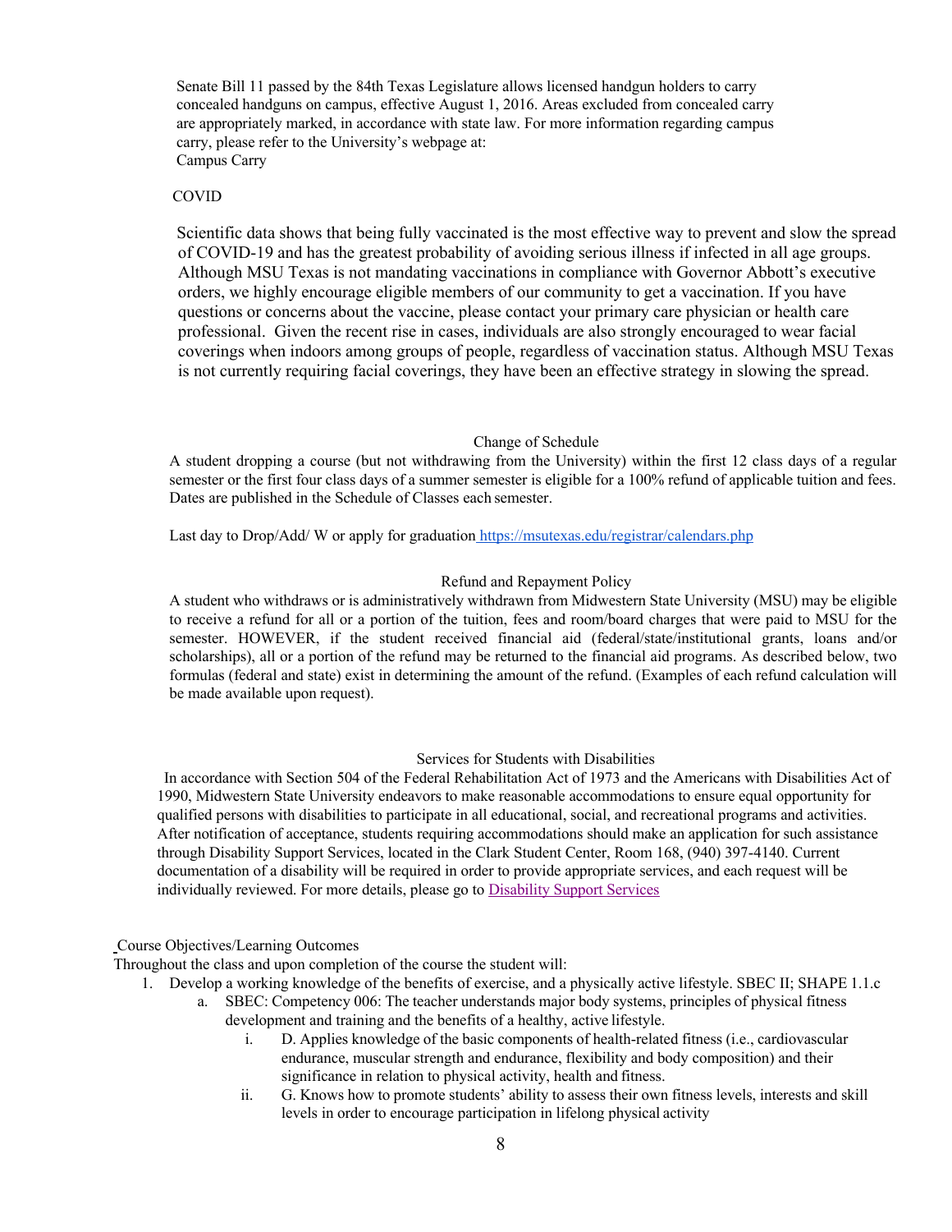Senate Bill 11 passed by the 84th Texas Legislature allows licensed handgun holders to carry concealed handguns on campus, effective August 1, 2016. Areas excluded from concealed carry are appropriately marked, in accordance with state law. For more information regarding campus carry, please refer to the University's webpage at:
Campus Carry

COVID

Scientific data shows that being fully vaccinated is the most effective way to prevent and slow the spread of COVID-19 and has the greatest probability of avoiding serious illness if infected in all age groups. Although MSU Texas is not mandating vaccinations in compliance with Governor Abbott's executive orders, we highly encourage eligible members of our community to get a vaccination. If you have questions or concerns about the vaccine, please contact your primary care physician or health care professional. Given the recent rise in cases, individuals are also strongly encouraged to wear facial coverings when indoors among groups of people, regardless of vaccination status. Although MSU Texas is not currently requiring facial coverings, they have been an effective strategy in slowing the spread.

## Change of Schedule

A student dropping a course (but not withdrawing from the University) within the first 12 class days of a regular semester or the first four class days of a summer semester is eligible for a 100% refund of applicable tuition and fees. Dates are published in the Schedule of Classes each semester.

Last day to Drop/Add/ W or apply for graduation https://msutexas.edu/registrar/calendars.php

## Refund and Repayment Policy

A student who withdraws or is administratively withdrawn from Midwestern State University (MSU) may be eligible to receive a refund for all or a portion of the tuition, fees and room/board charges that were paid to MSU for the semester. HOWEVER, if the student received financial aid (federal/state/institutional grants, loans and/or scholarships), all or a portion of the refund may be returned to the financial aid programs. As described below, two formulas (federal and state) exist in determining the amount of the refund. (Examples of each refund calculation will be made available upon request).

## Services for Students with Disabilities

In accordance with Section 504 of the Federal Rehabilitation Act of 1973 and the Americans with Disabilities Act of 1990, Midwestern State University endeavors to make reasonable accommodations to ensure equal opportunity for qualified persons with disabilities to participate in all educational, social, and recreational programs and activities. After notification of acceptance, students requiring accommodations should make an application for such assistance through Disability Support Services, located in the Clark Student Center, Room 168, (940) 397-4140. Current documentation of a disability will be required in order to provide appropriate services, and each request will be individually reviewed. For more details, please go to Disability Support Services

## Course Objectives/Learning Outcomes

Throughout the class and upon completion of the course the student will:

1. Develop a working knowledge of the benefits of exercise, and a physically active lifestyle. SBEC II; SHAPE 1.1.c
   a. SBEC: Competency 006: The teacher understands major body systems, principles of physical fitness development and training and the benefits of a healthy, active lifestyle.
      i. D. Applies knowledge of the basic components of health-related fitness (i.e., cardiovascular endurance, muscular strength and endurance, flexibility and body composition) and their significance in relation to physical activity, health and fitness.
      ii. G. Knows how to promote students' ability to assess their own fitness levels, interests and skill levels in order to encourage participation in lifelong physical activity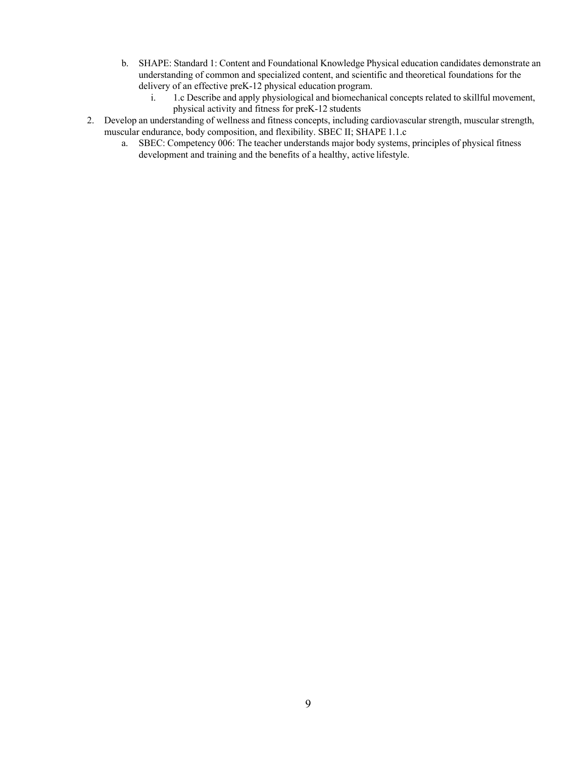b. SHAPE: Standard 1: Content and Foundational Knowledge Physical education candidates demonstrate an understanding of common and specialized content, and scientific and theoretical foundations for the delivery of an effective preK-12 physical education program.
      i. 1.c Describe and apply physiological and biomechanical concepts related to skillful movement, physical activity and fitness for preK-12 students

2. Develop an understanding of wellness and fitness concepts, including cardiovascular strength, muscular strength, muscular endurance, body composition, and flexibility. SBEC II; SHAPE 1.1.c
   a. SBEC: Competency 006: The teacher understands major body systems, principles of physical fitness development and training and the benefits of a healthy, active lifestyle.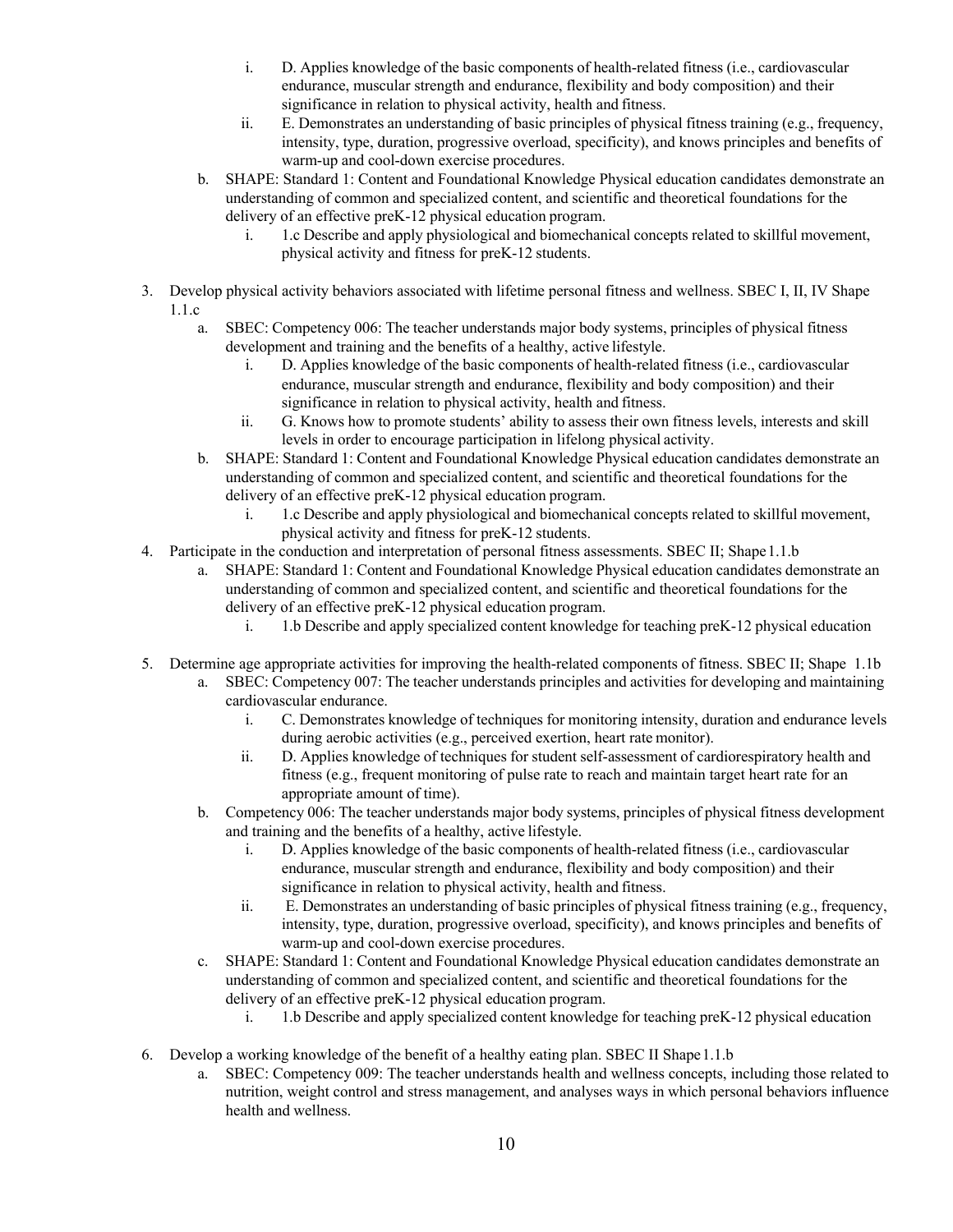i. D. Applies knowledge of the basic components of health-related fitness (i.e., cardiovascular endurance, muscular strength and endurance, flexibility and body composition) and their significance in relation to physical activity, health and fitness.
      ii. E. Demonstrates an understanding of basic principles of physical fitness training (e.g., frequency, intensity, type, duration, progressive overload, specificity), and knows principles and benefits of warm-up and cool-down exercise procedures.
   b. SHAPE: Standard 1: Content and Foundational Knowledge Physical education candidates demonstrate an understanding of common and specialized content, and scientific and theoretical foundations for the delivery of an effective preK-12 physical education program.
      i. 1.c Describe and apply physiological and biomechanical concepts related to skillful movement, physical activity and fitness for preK-12 students.

3. Develop physical activity behaviors associated with lifetime personal fitness and wellness. SBEC I, II, IV Shape 1.1.c
   a. SBEC: Competency 006: The teacher understands major body systems, principles of physical fitness development and training and the benefits of a healthy, active lifestyle.
      i. D. Applies knowledge of the basic components of health-related fitness (i.e., cardiovascular endurance, muscular strength and endurance, flexibility and body composition) and their significance in relation to physical activity, health and fitness.
      ii. G. Knows how to promote students' ability to assess their own fitness levels, interests and skill levels in order to encourage participation in lifelong physical activity.
   b. SHAPE: Standard 1: Content and Foundational Knowledge Physical education candidates demonstrate an understanding of common and specialized content, and scientific and theoretical foundations for the delivery of an effective preK-12 physical education program.
      i. 1.c Describe and apply physiological and biomechanical concepts related to skillful movement, physical activity and fitness for preK-12 students.
4. Participate in the conduction and interpretation of personal fitness assessments. SBEC II; Shape 1.1.b
   a. SHAPE: Standard 1: Content and Foundational Knowledge Physical education candidates demonstrate an understanding of common and specialized content, and scientific and theoretical foundations for the delivery of an effective preK-12 physical education program.
      i. 1.b Describe and apply specialized content knowledge for teaching preK-12 physical education

5. Determine age appropriate activities for improving the health-related components of fitness. SBEC II; Shape 1.1b
   a. SBEC: Competency 007: The teacher understands principles and activities for developing and maintaining cardiovascular endurance.
      i. C. Demonstrates knowledge of techniques for monitoring intensity, duration and endurance levels during aerobic activities (e.g., perceived exertion, heart rate monitor).
      ii. D. Applies knowledge of techniques for student self-assessment of cardiorespiratory health and fitness (e.g., frequent monitoring of pulse rate to reach and maintain target heart rate for an appropriate amount of time).
   b. Competency 006: The teacher understands major body systems, principles of physical fitness development and training and the benefits of a healthy, active lifestyle.
      i. D. Applies knowledge of the basic components of health-related fitness (i.e., cardiovascular endurance, muscular strength and endurance, flexibility and body composition) and their significance in relation to physical activity, health and fitness.
      ii. E. Demonstrates an understanding of basic principles of physical fitness training (e.g., frequency, intensity, type, duration, progressive overload, specificity), and knows principles and benefits of warm-up and cool-down exercise procedures.
   c. SHAPE: Standard 1: Content and Foundational Knowledge Physical education candidates demonstrate an understanding of common and specialized content, and scientific and theoretical foundations for the delivery of an effective preK-12 physical education program.
      i. 1.b Describe and apply specialized content knowledge for teaching preK-12 physical education

6. Develop a working knowledge of the benefit of a healthy eating plan. SBEC II Shape 1.1.b
   a. SBEC: Competency 009: The teacher understands health and wellness concepts, including those related to nutrition, weight control and stress management, and analyses ways in which personal behaviors influence health and wellness.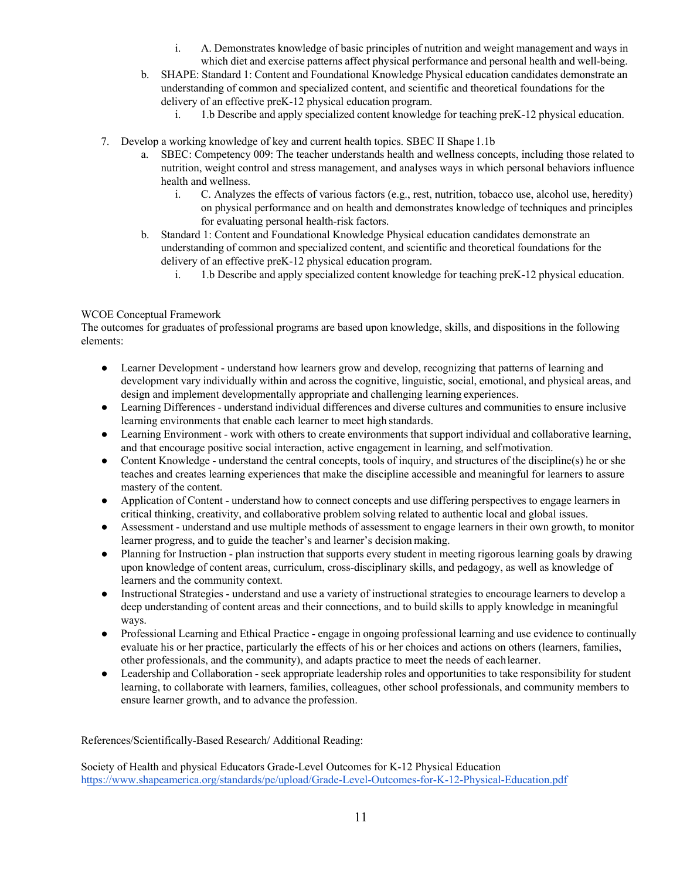i. A. Demonstrates knowledge of basic principles of nutrition and weight management and ways in which diet and exercise patterns affect physical performance and personal health and well-being.
   b. SHAPE: Standard 1: Content and Foundational Knowledge Physical education candidates demonstrate an understanding of common and specialized content, and scientific and theoretical foundations for the delivery of an effective preK-12 physical education program.
      i. 1.b Describe and apply specialized content knowledge for teaching preK-12 physical education.

7. Develop a working knowledge of key and current health topics. SBEC II Shape 1.1b
   a. SBEC: Competency 009: The teacher understands health and wellness concepts, including those related to nutrition, weight control and stress management, and analyses ways in which personal behaviors influence health and wellness.
      i. C. Analyzes the effects of various factors (e.g., rest, nutrition, tobacco use, alcohol use, heredity) on physical performance and on health and demonstrates knowledge of techniques and principles for evaluating personal health-risk factors.
   b. Standard 1: Content and Foundational Knowledge Physical education candidates demonstrate an understanding of common and specialized content, and scientific and theoretical foundations for the delivery of an effective preK-12 physical education program.
      i. 1.b Describe and apply specialized content knowledge for teaching preK-12 physical education.

WCOE Conceptual Framework

The outcomes for graduates of professional programs are based upon knowledge, skills, and dispositions in the following elements:

- Learner Development - understand how learners grow and develop, recognizing that patterns of learning and development vary individually within and across the cognitive, linguistic, social, emotional, and physical areas, and design and implement developmentally appropriate and challenging learning experiences.
- Learning Differences - understand individual differences and diverse cultures and communities to ensure inclusive learning environments that enable each learner to meet high standards.
- Learning Environment - work with others to create environments that support individual and collaborative learning, and that encourage positive social interaction, active engagement in learning, and self motivation.
- Content Knowledge - understand the central concepts, tools of inquiry, and structures of the discipline(s) he or she teaches and creates learning experiences that make the discipline accessible and meaningful for learners to assure mastery of the content.
- Application of Content - understand how to connect concepts and use differing perspectives to engage learners in critical thinking, creativity, and collaborative problem solving related to authentic local and global issues.
- Assessment - understand and use multiple methods of assessment to engage learners in their own growth, to monitor learner progress, and to guide the teacher's and learner's decision making.
- Planning for Instruction - plan instruction that supports every student in meeting rigorous learning goals by drawing upon knowledge of content areas, curriculum, cross-disciplinary skills, and pedagogy, as well as knowledge of learners and the community context.
- Instructional Strategies - understand and use a variety of instructional strategies to encourage learners to develop a deep understanding of content areas and their connections, and to build skills to apply knowledge in meaningful ways.
- Professional Learning and Ethical Practice - engage in ongoing professional learning and use evidence to continually evaluate his or her practice, particularly the effects of his or her choices and actions on others (learners, families, other professionals, and the community), and adapts practice to meet the needs of each learner.
- Leadership and Collaboration - seek appropriate leadership roles and opportunities to take responsibility for student learning, to collaborate with learners, families, colleagues, other school professionals, and community members to ensure learner growth, and to advance the profession.

References/Scientifically-Based Research/ Additional Reading:

Society of Health and physical Educators Grade-Level Outcomes for K-12 Physical Education
https://www.shapeamerica.org/standards/pe/upload/Grade-Level-Outcomes-for-K-12-Physical-Education.pdf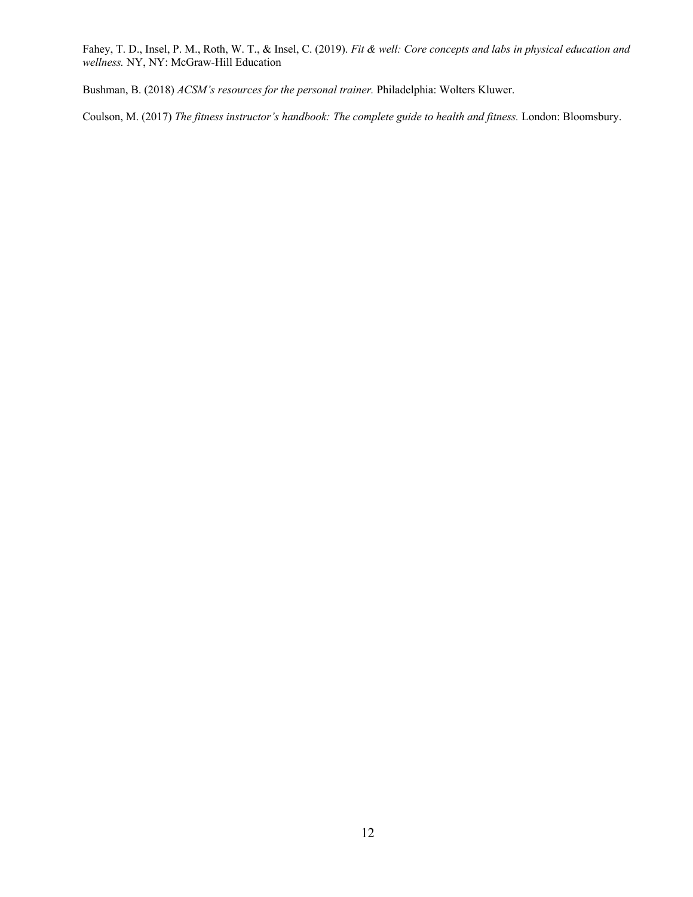Fahey, T. D., Insel, P. M., Roth, W. T., & Insel, C. (2019). *Fit & well: Core concepts and labs in physical education and wellness.* NY, NY: McGraw-Hill Education

Bushman, B. (2018) *ACSM's resources for the personal trainer.* Philadelphia: Wolters Kluwer.

Coulson, M. (2017) *The fitness instructor's handbook: The complete guide to health and fitness.* London: Bloomsbury.